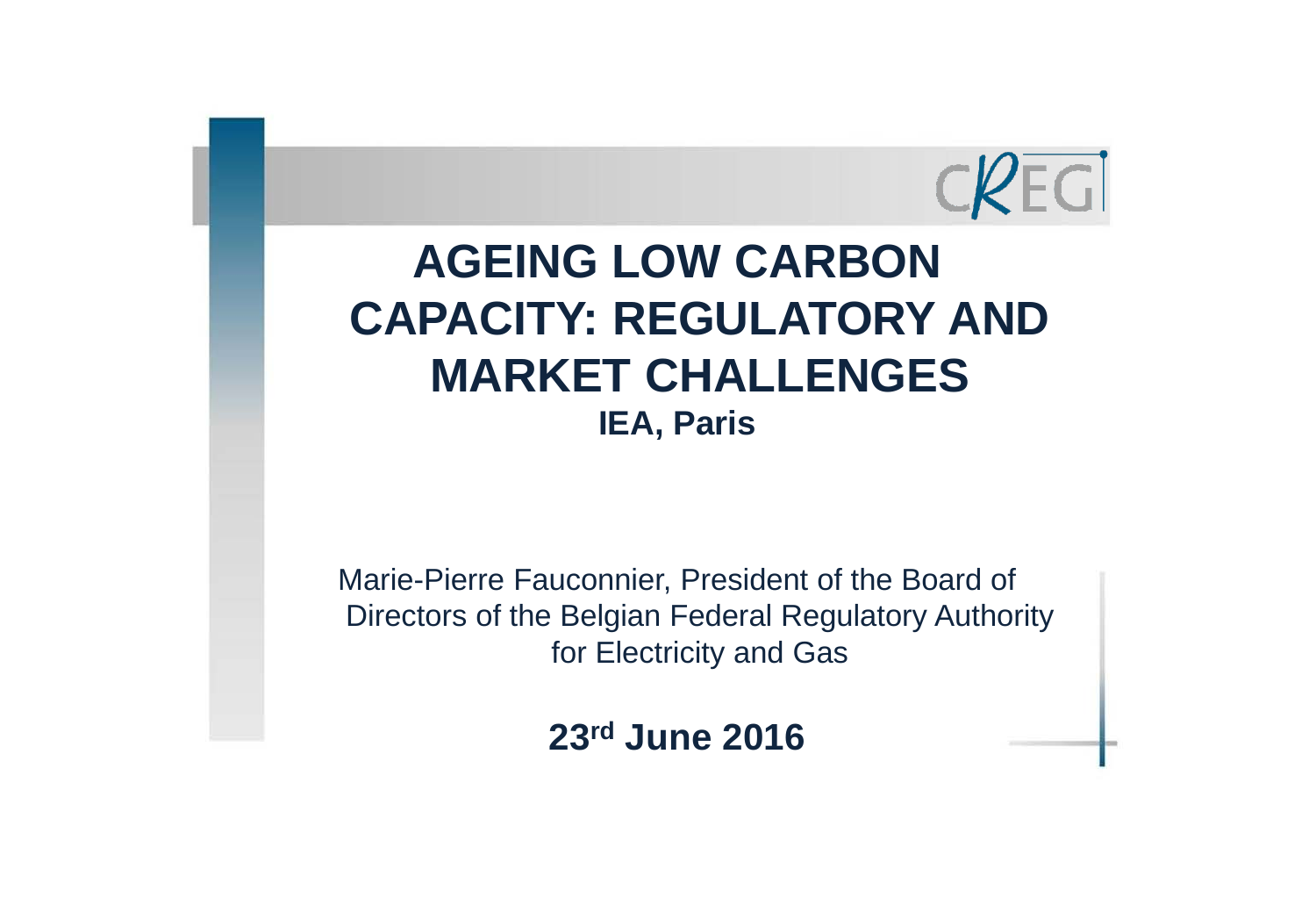# AGEING LOW CARBON CAPACITY: REGULATORY AND MARKET CHALLENGES

**IEA, Paris**

Marie-Pierre Fauconnier, President of the Board of Directors of the Belgian Federal Regulatory Authority for Electricity and Gas

**23rd June 2016**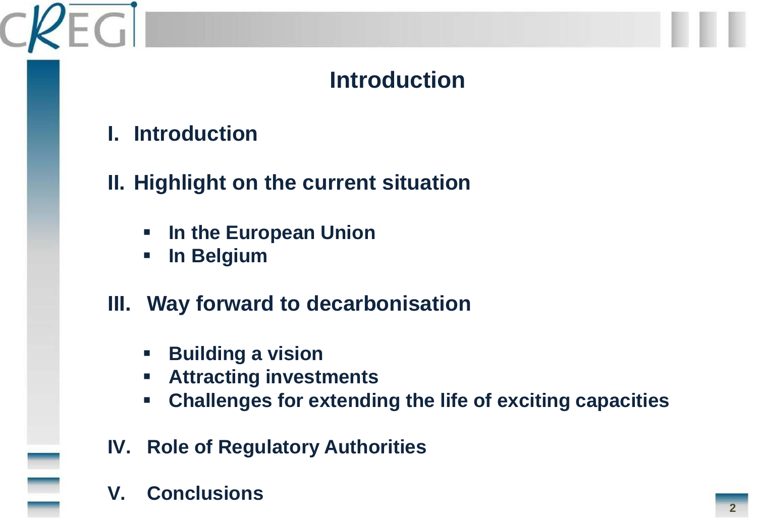# Introduction

I. Introduction

II. Highlight on the current situation

- In the European Union
- In Belgium

III. Way forward to decarbonisation

- Building a vision
- Attracting investments
- Challenges for extending the life of exciting capacities

IV. Role of Regulatory Authorities

V. Conclusions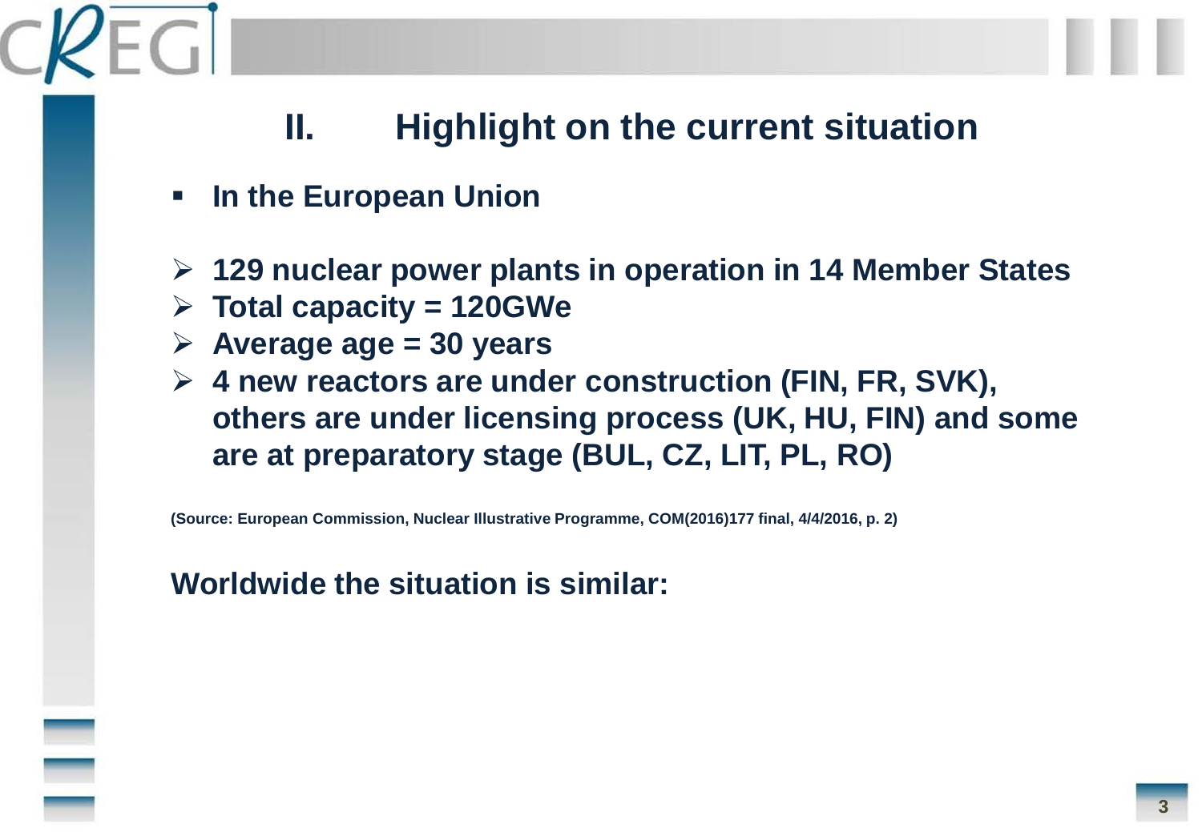## II. Highlight on the current situation

- **In the European Union**

- **129 nuclear power plants in operation in 14 Member States**
- **Total capacity = 120GWe**
- **Average age = 30 years**
- **4 new reactors are under construction (FIN, FR, SVK), others are under licensing process (UK, HU, FIN) and some are at preparatory stage (BUL, CZ, LIT, PL, RO)**

**(Source: European Commission, Nuclear Illustrative Programme, COM(2016)177 final, 4/4/2016, p. 2)**

**Worldwide the situation is similar:**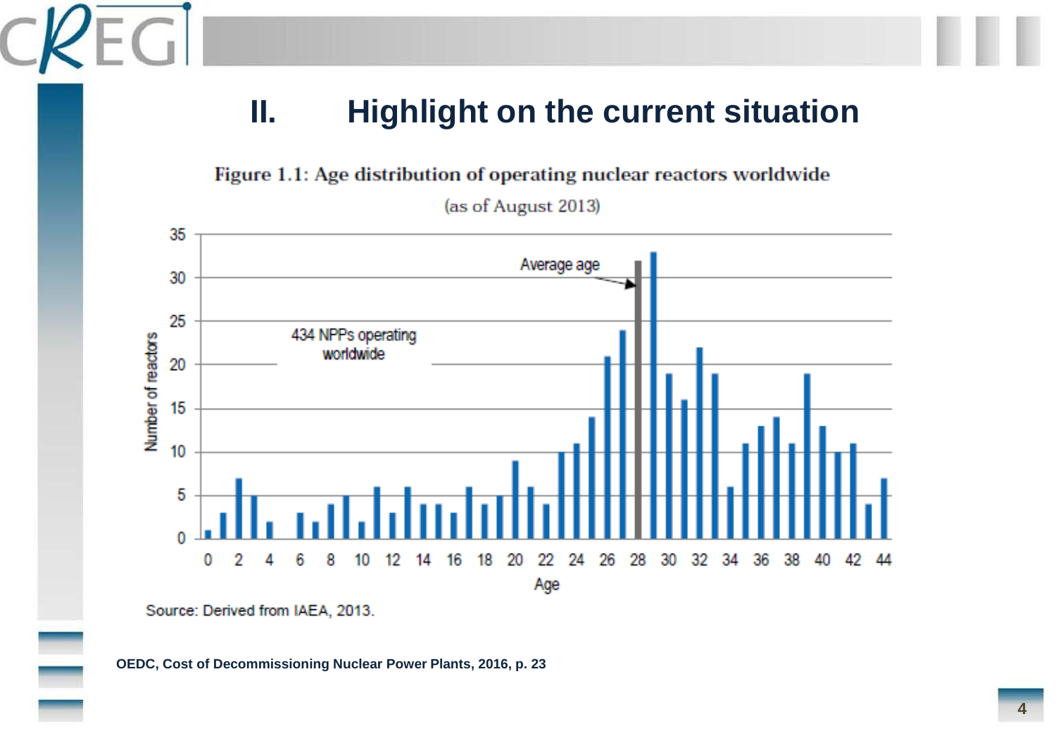# II. Highlight on the current situation

**Figure 1.1: Age distribution of operating nuclear reactors worldwide**

(as of August 2013)

434 NPPs operating worldwide

Average age

Number of reactors

Age

Source: Derived from IAEA, 2013.

**OEDC, Cost of Decommissioning Nuclear Power Plants, 2016, p. 23**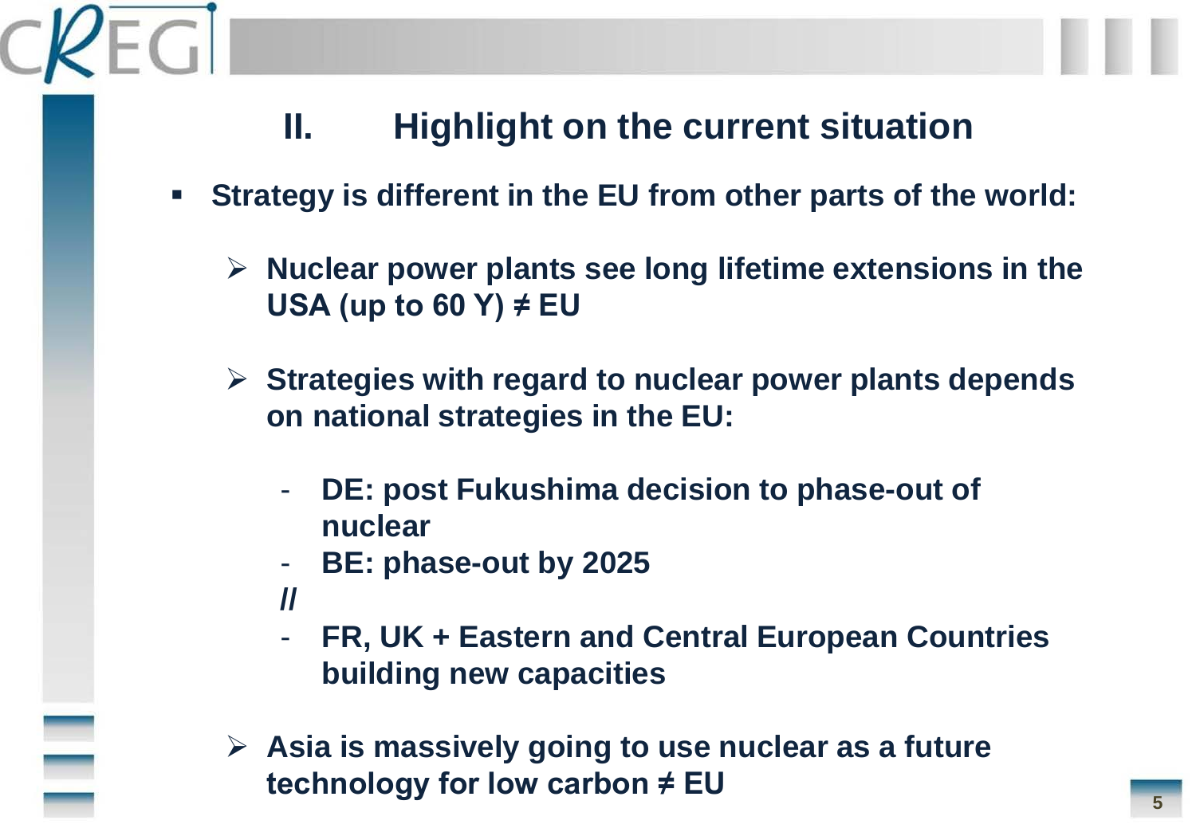## II. Highlight on the current situation

- **Strategy is different in the EU from other parts of the world:**
  - **Nuclear power plants see long lifetime extensions in the USA (up to 60 Y) ≠ EU**
  - **Strategies with regard to nuclear power plants depends on national strategies in the EU:**
    - **DE: post Fukushima decision to phase-out of nuclear**
    - **BE: phase-out by 2025**

    **//**

    - **FR, UK + Eastern and Central European Countries building new capacities**
  - **Asia is massively going to use nuclear as a future technology for low carbon ≠ EU**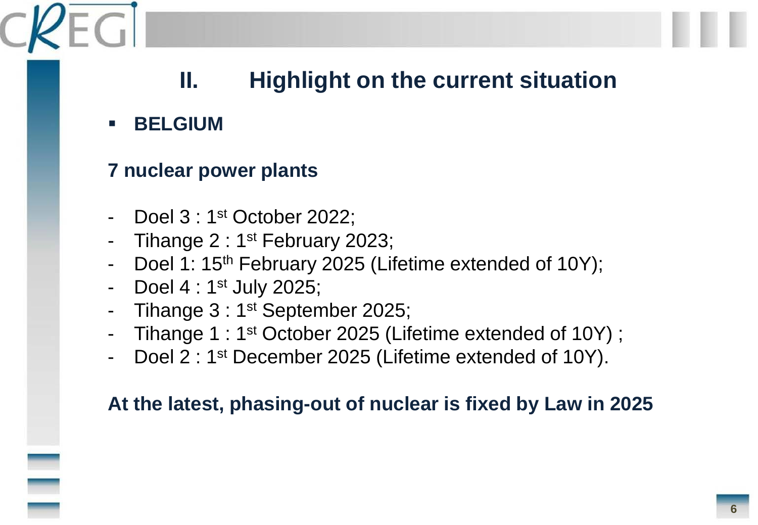## II. Highlight on the current situation

- **BELGIUM**

**7 nuclear power plants**

- Doel 3 : 1st October 2022;
- Tihange 2 : 1st February 2023;
- Doel 1: 15th February 2025 (Lifetime extended of 10Y);
- Doel 4 : 1st July 2025;
- Tihange 3 : 1st September 2025;
- Tihange 1 : 1st October 2025 (Lifetime extended of 10Y) ;
- Doel 2 : 1st December 2025 (Lifetime extended of 10Y).

**At the latest, phasing-out of nuclear is fixed by Law in 2025**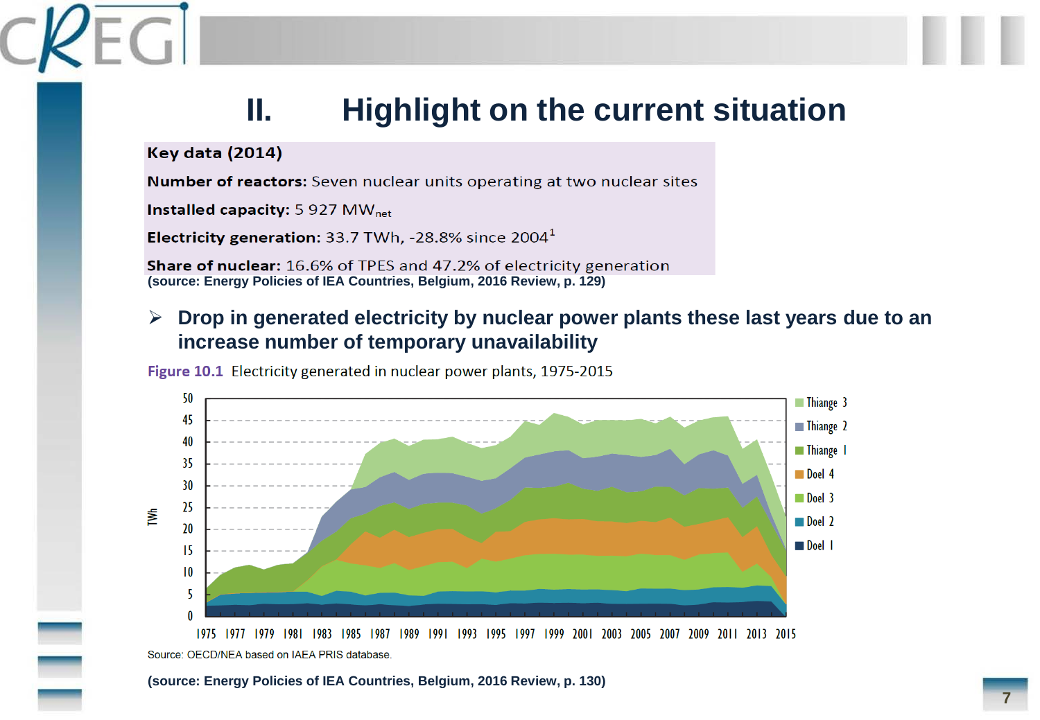# II. Highlight on the current situation

**Key data (2014)**

**Number of reactors:** Seven nuclear units operating at two nuclear sites

**Installed capacity:** 5 927 $MW_{net}$

**Electricity generation:** 33.7 TWh, -28.8% since 2004[1]

**Share of nuclear:** 16.6% of TPES and 47.2% of electricity generation

**(source: Energy Policies of IEA Countries, Belgium, 2016 Review, p. 129)**

- **Drop in generated electricity by nuclear power plants these last years due to an increase number of temporary unavailability**

**Figure 10.1** Electricity generated in nuclear power plants, 1975-2015

Source: OECD/NEA based on IAEA PRIS database.

**(source: Energy Policies of IEA Countries, Belgium, 2016 Review, p. 130)**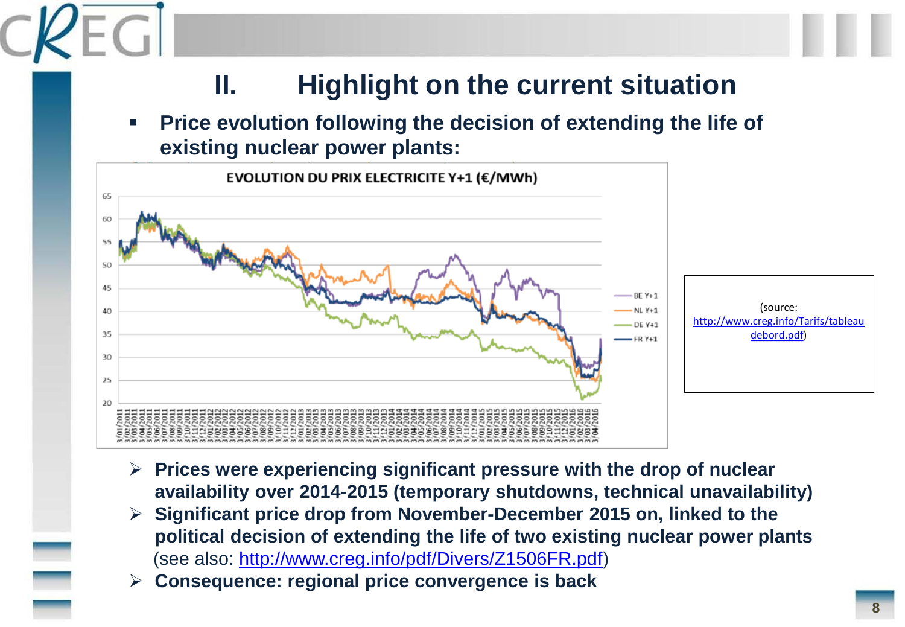## II. Highlight on the current situation

- **Price evolution following the decision of extending the life of existing nuclear power plants:**

EVOLUTION DU PRIX ELECTRICITE Y+1 (€/MWh)

(source: http://www.creg.info/Tarifs/tableaudebord.pdf)

- **Prices were experiencing significant pressure with the drop of nuclear availability over 2014-2015 (temporary shutdowns, technical unavailability)**
- **Significant price drop from November-December 2015 on, linked to the political decision of extending the life of two existing nuclear power plants** (see also: http://www.creg.info/pdf/Divers/Z1506FR.pdf)
- **Consequence: regional price convergence is back**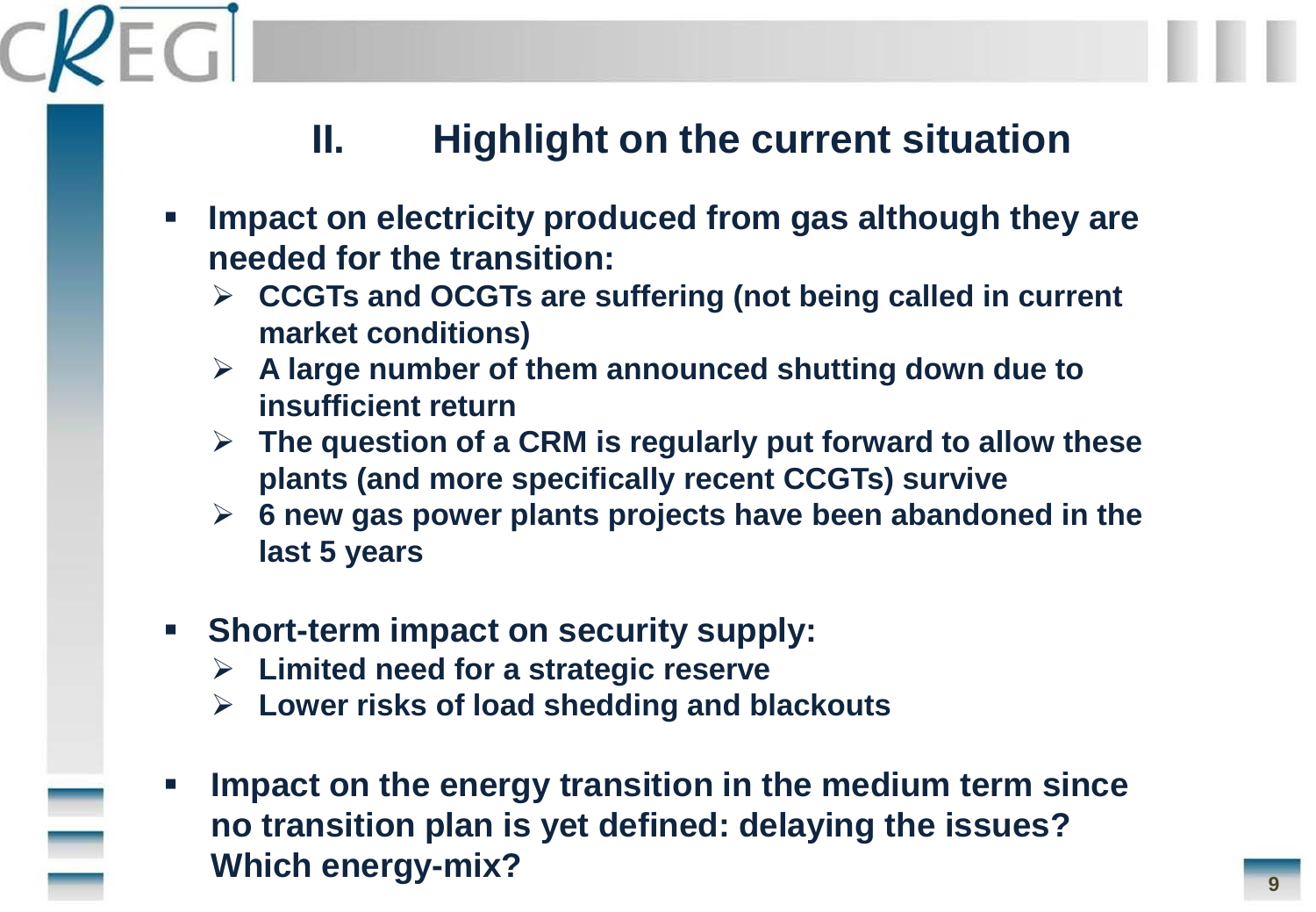# II. Highlight on the current situation

- **Impact on electricity produced from gas although they are needed for the transition:**
  - **CCGTs and OCGTs are suffering (not being called in current market conditions)**
  - **A large number of them announced shutting down due to insufficient return**
  - **The question of a CRM is regularly put forward to allow these plants (and more specifically recent CCGTs) survive**
  - **6 new gas power plants projects have been abandoned in the last 5 years**

- **Short-term impact on security supply:**
  - **Limited need for a strategic reserve**
  - **Lower risks of load shedding and blackouts**

- **Impact on the energy transition in the medium term since no transition plan is yet defined: delaying the issues? Which energy-mix?**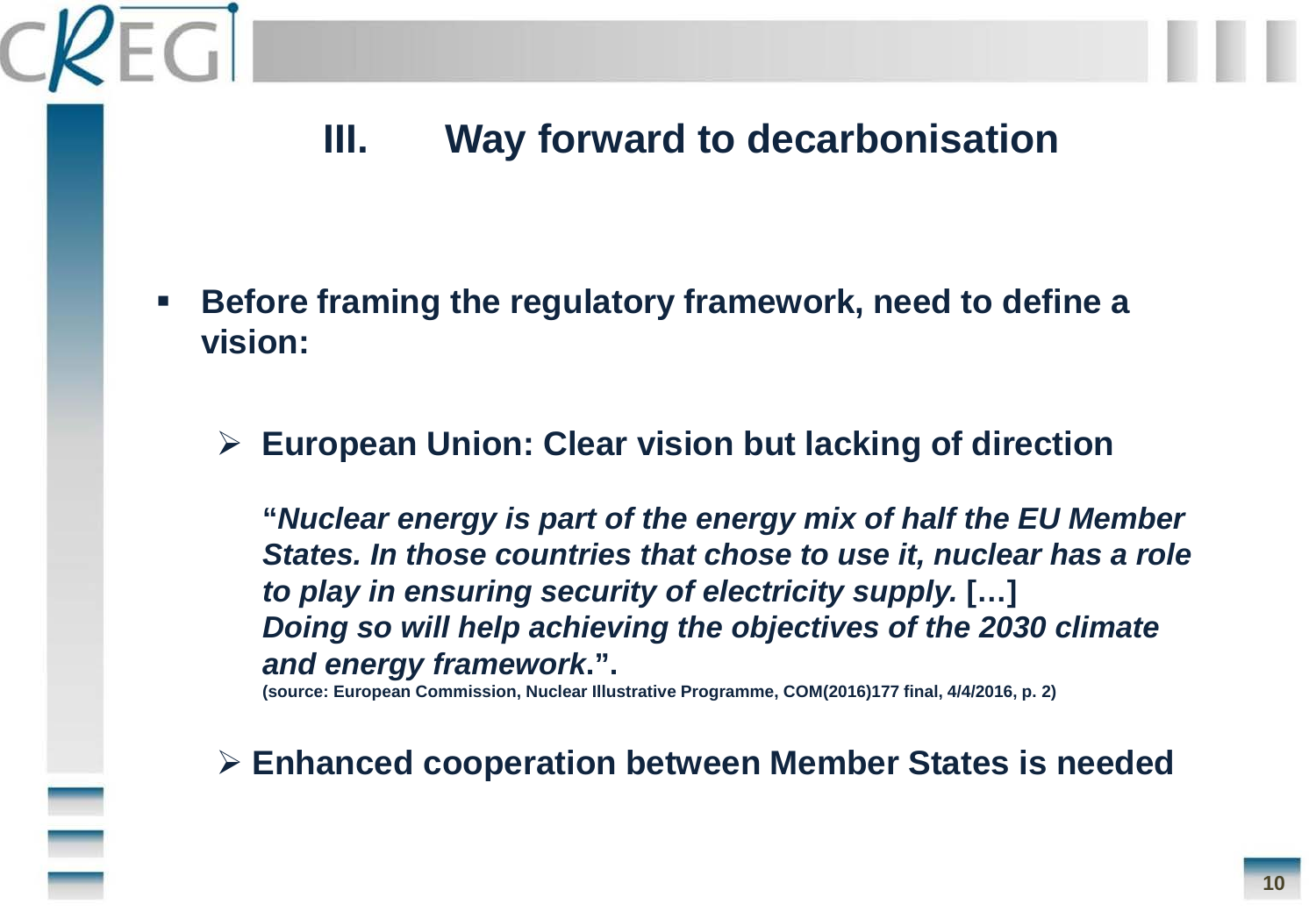## III. Way forward to decarbonisation

- **Before framing the regulatory framework, need to define a vision:**

  - **European Union: Clear vision but lacking of direction**

    **"*Nuclear energy is part of the energy mix of half the EU Member States. In those countries that chose to use it, nuclear has a role to play in ensuring security of electricity supply.* […] *Doing so will help achieving the objectives of the 2030 climate and energy framework*."**.
    **(source: European Commission, Nuclear Illustrative Programme, COM(2016)177 final, 4/4/2016, p. 2)**

  - **Enhanced cooperation between Member States is needed**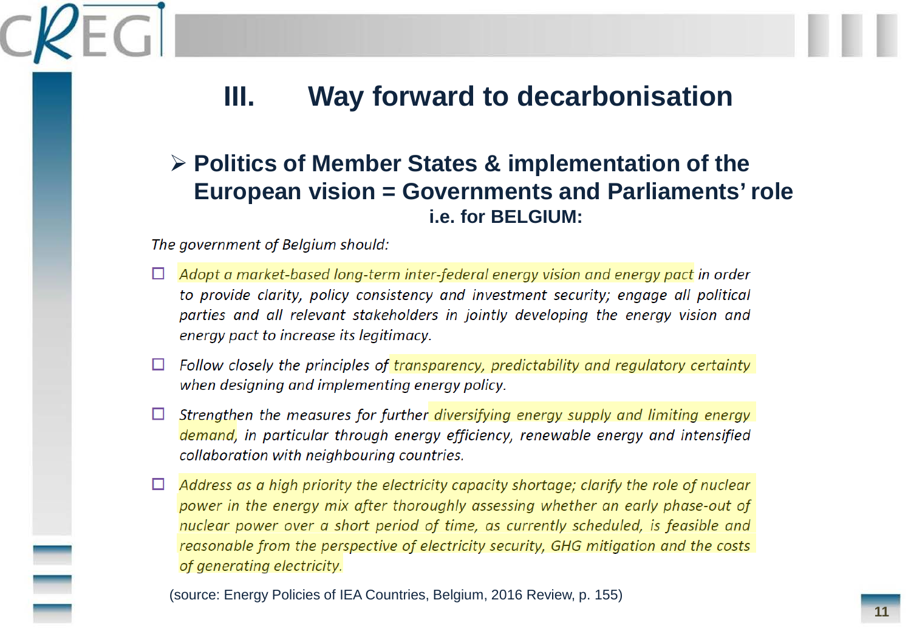# III. Way forward to decarbonisation

## ➢ Politics of Member States & implementation of the European vision = Governments and Parliaments' role

**i.e. for BELGIUM:**

*The government of Belgium should:*

- ☐ *Adopt a market-based long-term inter-federal energy vision and energy pact in order to provide clarity, policy consistency and investment security; engage all political parties and all relevant stakeholders in jointly developing the energy vision and energy pact to increase its legitimacy.*
- ☐ *Follow closely the principles of transparency, predictability and regulatory certainty when designing and implementing energy policy.*
- ☐ *Strengthen the measures for further diversifying energy supply and limiting energy demand, in particular through energy efficiency, renewable energy and intensified collaboration with neighbouring countries.*
- ☐ *Address as a high priority the electricity capacity shortage; clarify the role of nuclear power in the energy mix after thoroughly assessing whether an early phase-out of nuclear power over a short period of time, as currently scheduled, is feasible and reasonable from the perspective of electricity security, GHG mitigation and the costs of generating electricity.*

(source: Energy Policies of IEA Countries, Belgium, 2016 Review, p. 155)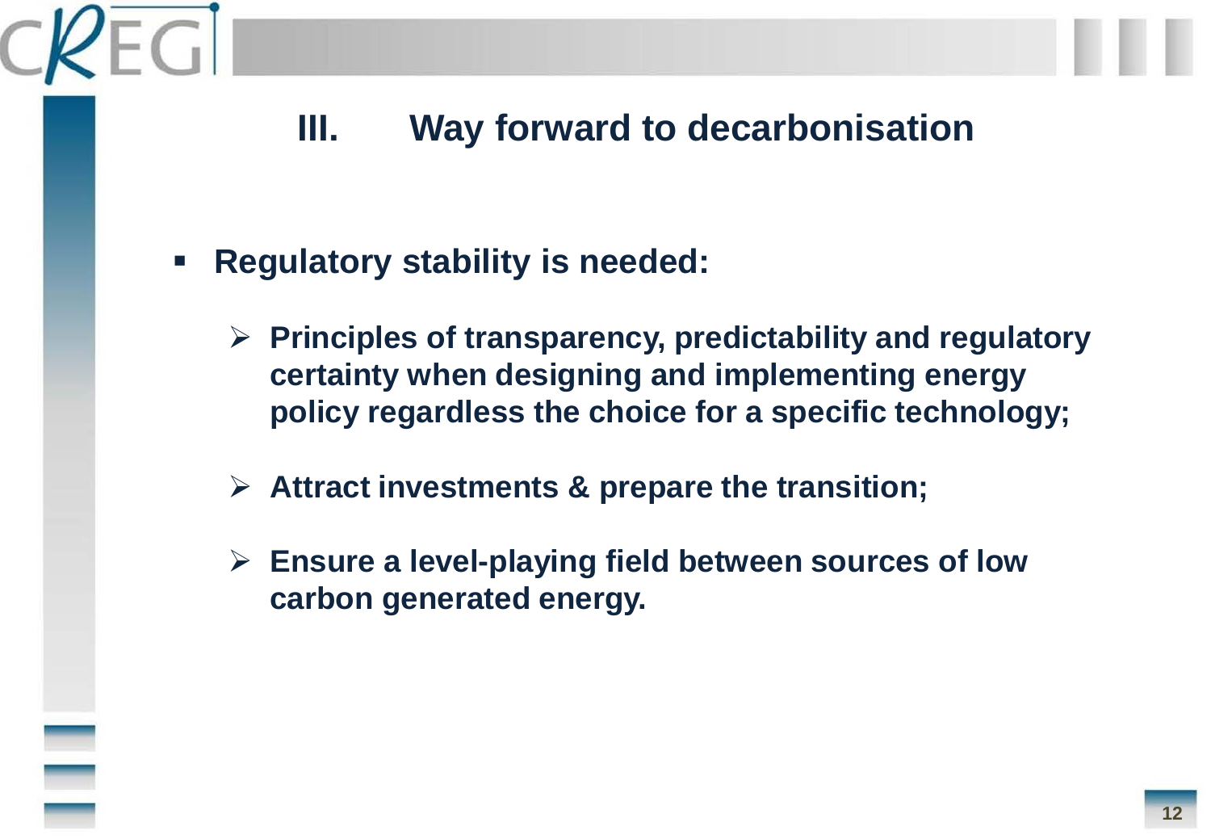## III. Way forward to decarbonisation

- **Regulatory stability is needed:**
  - **Principles of transparency, predictability and regulatory certainty when designing and implementing energy policy regardless the choice for a specific technology;**
  - **Attract investments & prepare the transition;**
  - **Ensure a level-playing field between sources of low carbon generated energy.**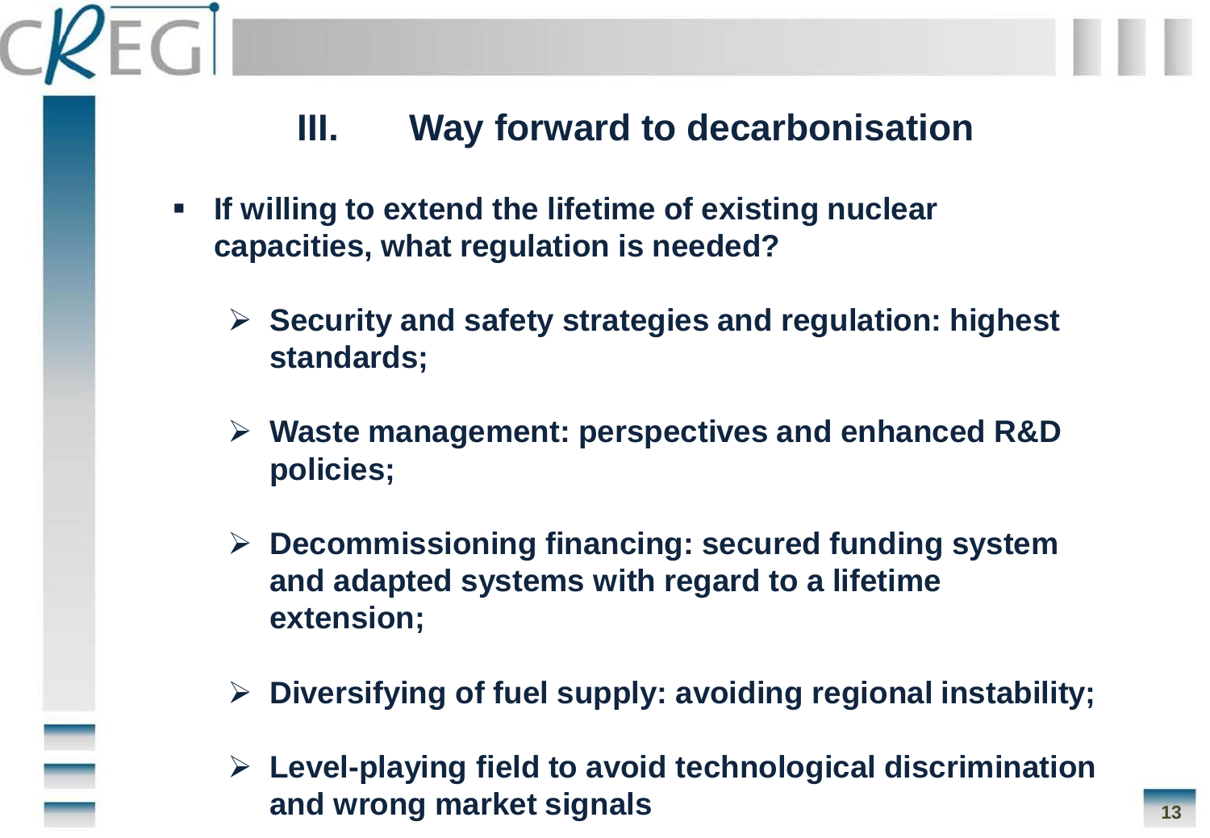# III. Way forward to decarbonisation

- **If willing to extend the lifetime of existing nuclear capacities, what regulation is needed?**
  - **Security and safety strategies and regulation: highest standards;**
  - **Waste management: perspectives and enhanced R&D policies;**
  - **Decommissioning financing: secured funding system and adapted systems with regard to a lifetime extension;**
  - **Diversifying of fuel supply: avoiding regional instability;**
  - **Level-playing field to avoid technological discrimination and wrong market signals**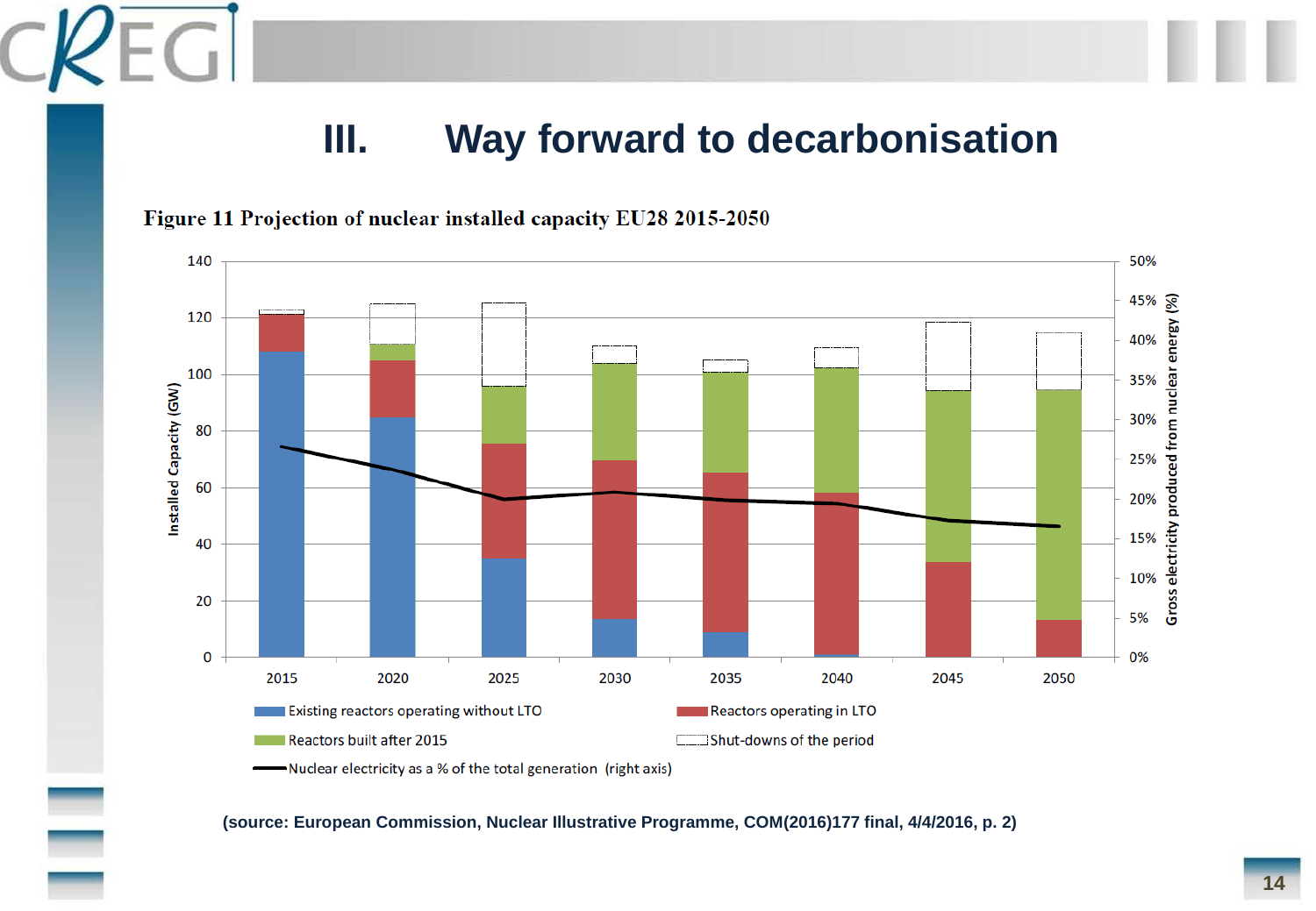# III. Way forward to decarbonisation

**Figure 11 Projection of nuclear installed capacity EU28 2015-2050**

Installed Capacity (GW) — Gross electricity produced from nuclear energy (%)

Existing reactors operating without LTO | Reactors operating in LTO | Reactors built after 2015 | Shut-downs of the period | Nuclear electricity as a % of the total generation (right axis)

**(source: European Commission, Nuclear Illustrative Programme, COM(2016)177 final, 4/4/2016, p. 2)**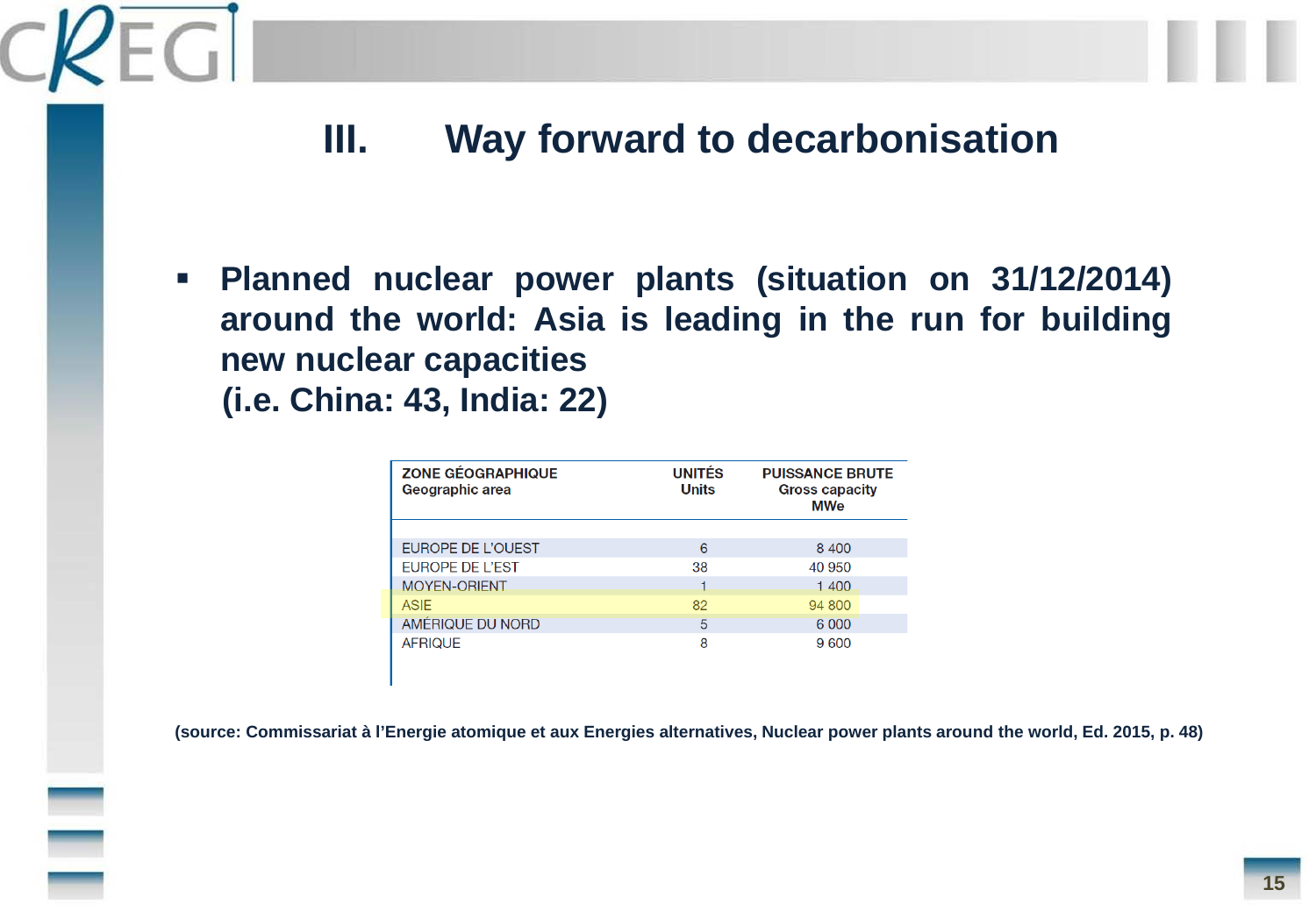## III. Way forward to decarbonisation

- **Planned nuclear power plants (situation on 31/12/2014) around the world: Asia is leading in the run for building new nuclear capacities (i.e. China: 43, India: 22)**

| ZONE GÉOGRAPHIQUE Geographic area | UNITÉS Units | PUISSANCE BRUTE Gross capacity MWe |
|---|---|---|
| EUROPE DE L'OUEST | 6 | 8 400 |
| EUROPE DE L'EST | 38 | 40 950 |
| MOYEN-ORIENT | 1 | 1 400 |
| ASIE | 82 | 94 800 |
| AMÉRIQUE DU NORD | 5 | 6 000 |
| AFRIQUE | 8 | 9 600 |

**(source: Commissariat à l'Energie atomique et aux Energies alternatives, Nuclear power plants around the world, Ed. 2015, p. 48)**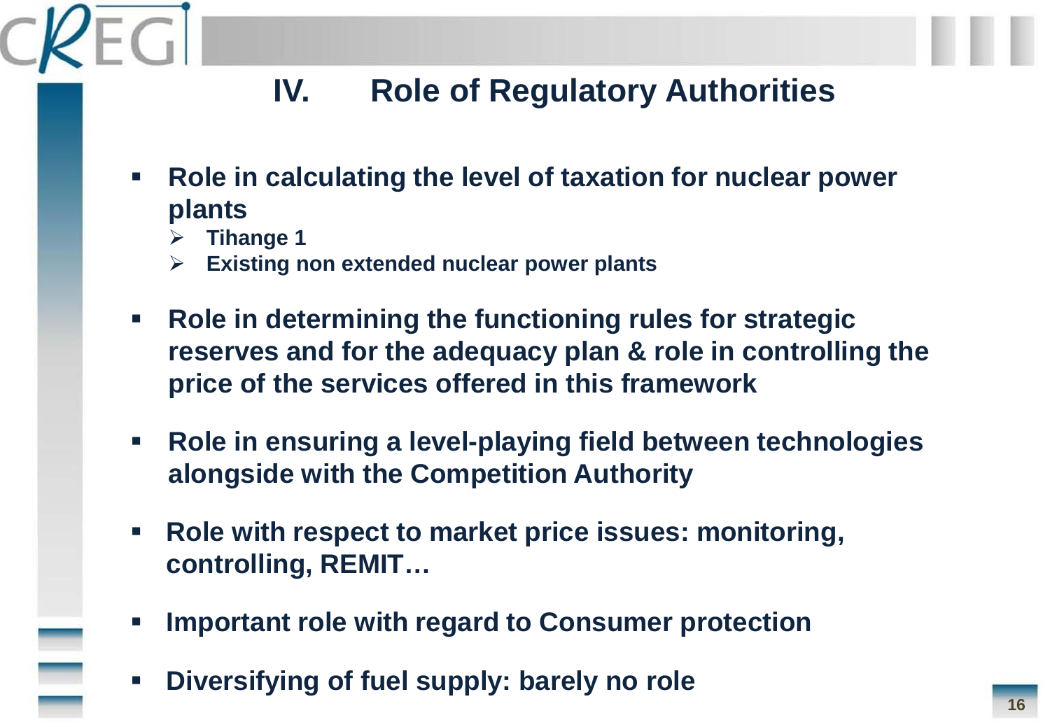# IV. Role of Regulatory Authorities

- **Role in calculating the level of taxation for nuclear power plants**
  - **Tihange 1**
  - **Existing non extended nuclear power plants**
- **Role in determining the functioning rules for strategic reserves and for the adequacy plan & role in controlling the price of the services offered in this framework**
- **Role in ensuring a level-playing field between technologies alongside with the Competition Authority**
- **Role with respect to market price issues: monitoring, controlling, REMIT…**
- **Important role with regard to Consumer protection**
- **Diversifying of fuel supply: barely no role**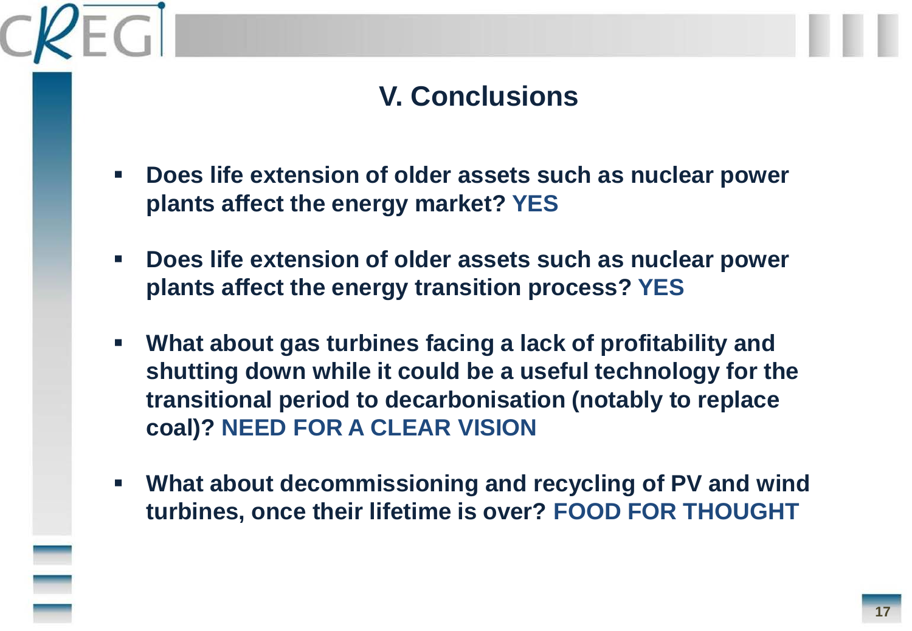## V. Conclusions

- **Does life extension of older assets such as nuclear power plants affect the energy market? YES**
- **Does life extension of older assets such as nuclear power plants affect the energy transition process? YES**
- **What about gas turbines facing a lack of profitability and shutting down while it could be a useful technology for the transitional period to decarbonisation (notably to replace coal)? NEED FOR A CLEAR VISION**
- **What about decommissioning and recycling of PV and wind turbines, once their lifetime is over? FOOD FOR THOUGHT**